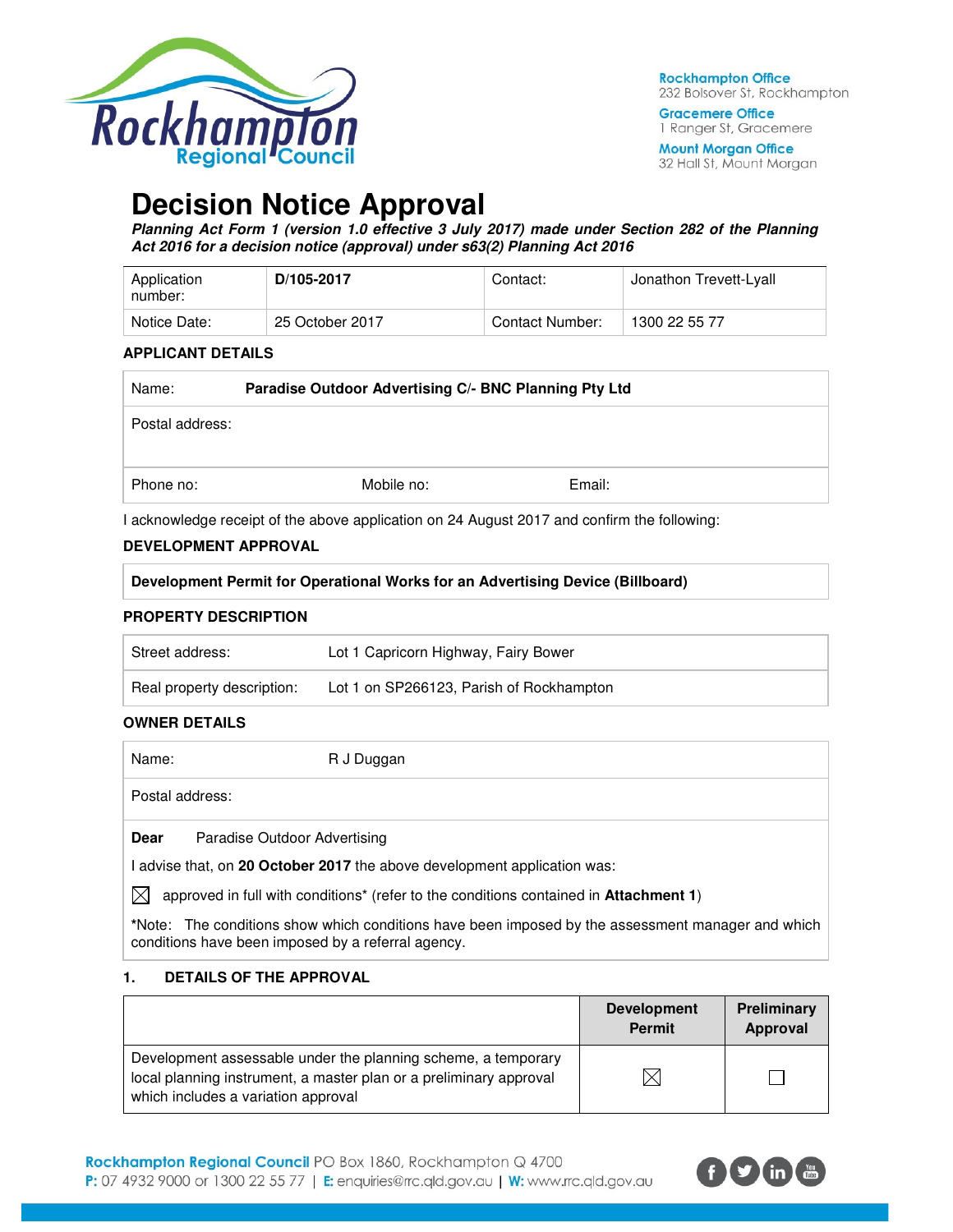Rockhampton Office
232 Bolsover St, Rockhampton

Gracemere Office
1 Ranger St, Gracemere

Mount Morgan Office
32 Hall St, Mount Morgan

# Decision Notice Approval

***Planning Act Form 1 (version 1.0 effective 3 July 2017) made under Section 282 of the Planning Act 2016 for a decision notice (approval) under s63(2) Planning Act 2016***

| Application number: | **D/105-2017** | Contact: | Jonathon Trevett-Lyall |
|---|---|---|---|
| Notice Date: | 25 October 2017 | Contact Number: | 1300 22 55 77 |

**APPLICANT DETAILS**

| Name: | **Paradise Outdoor Advertising C/- BNC Planning Pty Ltd** | |
|---|---|---|
| Postal address: | | |
| Phone no: | Mobile no: | Email: |

I acknowledge receipt of the above application on 24 August 2017 and confirm the following:

**DEVELOPMENT APPROVAL**

**Development Permit for Operational Works for an Advertising Device (Billboard)**

**PROPERTY DESCRIPTION**

| Street address: | Lot 1 Capricorn Highway, Fairy Bower |
|---|---|
| Real property description: | Lot 1 on SP266123, Parish of Rockhampton |

**OWNER DETAILS**

| Name: | R J Duggan |
|---|---|
| Postal address: | |

**Dear** Paradise Outdoor Advertising

I advise that, on **20 October 2017** the above development application was:

☒ approved in full with conditions* (refer to the conditions contained in **Attachment 1**)

*Note: The conditions show which conditions have been imposed by the assessment manager and which conditions have been imposed by a referral agency.

**1. DETAILS OF THE APPROVAL**

| | Development Permit | Preliminary Approval |
|---|---|---|
| Development assessable under the planning scheme, a temporary local planning instrument, a master plan or a preliminary approval which includes a variation approval | ☒ | ☐ |

**Rockhampton Regional Council** PO Box 1860, Rockhampton Q 4700
**P:** 07 4932 9000 or 1300 22 55 77 | **E:** enquiries@rrc.qld.gov.au | **W:** www.rrc.qld.gov.au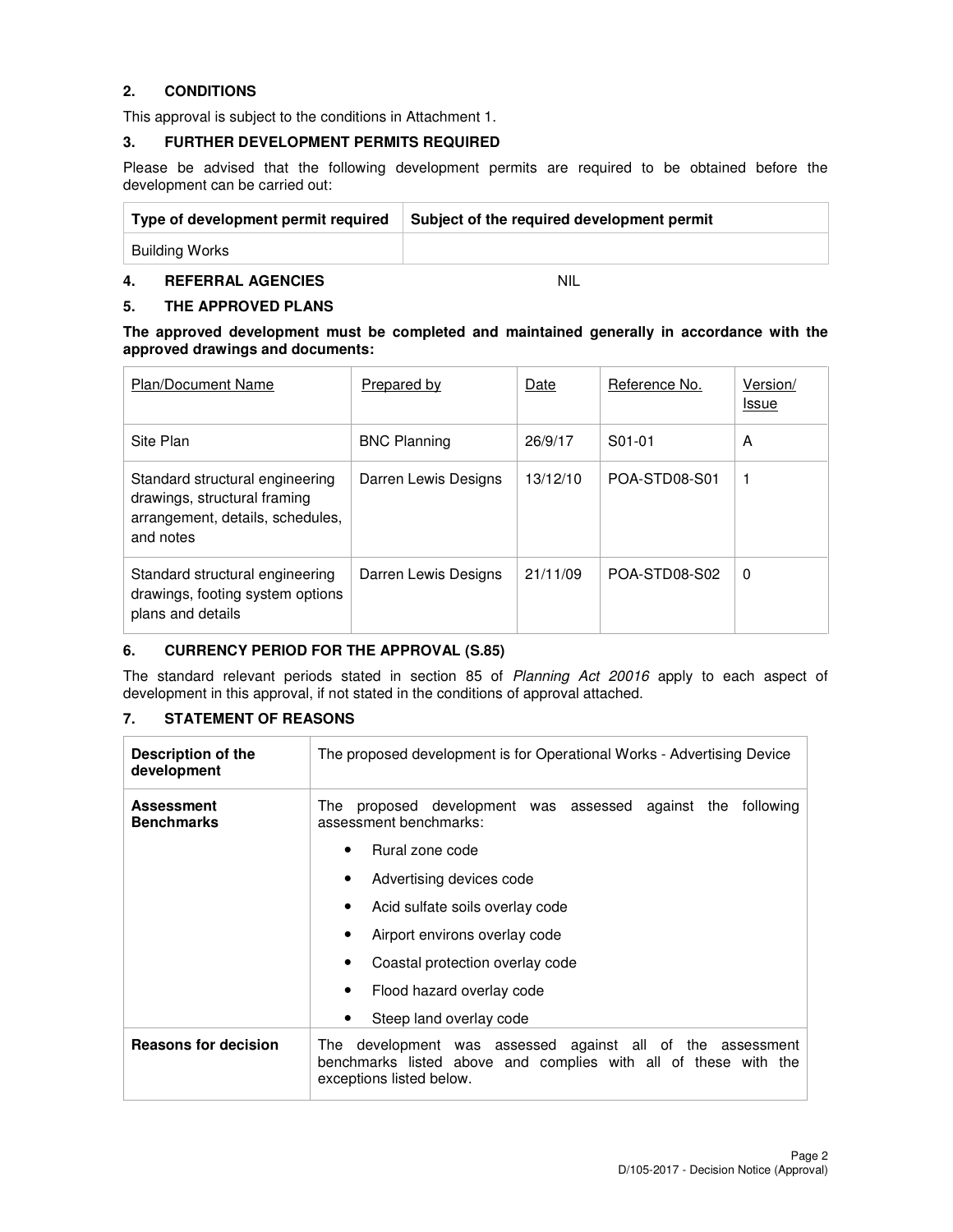## 2. CONDITIONS

This approval is subject to the conditions in Attachment 1.

## 3. FURTHER DEVELOPMENT PERMITS REQUIRED

Please be advised that the following development permits are required to be obtained before the development can be carried out:

| Type of development permit required | Subject of the required development permit |
|---|---|
| Building Works | |

## 4. REFERRAL AGENCIES NIL

## 5. THE APPROVED PLANS

**The approved development must be completed and maintained generally in accordance with the approved drawings and documents:**

| Plan/Document Name | Prepared by | Date | Reference No. | Version/ Issue |
|---|---|---|---|---|
| Site Plan | BNC Planning | 26/9/17 | S01-01 | A |
| Standard structural engineering drawings, structural framing arrangement, details, schedules, and notes | Darren Lewis Designs | 13/12/10 | POA-STD08-S01 | 1 |
| Standard structural engineering drawings, footing system options plans and details | Darren Lewis Designs | 21/11/09 | POA-STD08-S02 | 0 |

## 6. CURRENCY PERIOD FOR THE APPROVAL (S.85)

The standard relevant periods stated in section 85 of *Planning Act 20016* apply to each aspect of development in this approval, if not stated in the conditions of approval attached.

## 7. STATEMENT OF REASONS

| | |
|---|---|
| **Description of the development** | The proposed development is for Operational Works - Advertising Device |
| **Assessment Benchmarks** | The proposed development was assessed against the following assessment benchmarks:<br>• Rural zone code<br>• Advertising devices code<br>• Acid sulfate soils overlay code<br>• Airport environs overlay code<br>• Coastal protection overlay code<br>• Flood hazard overlay code<br>• Steep land overlay code |
| **Reasons for decision** | The development was assessed against all of the assessment benchmarks listed above and complies with all of these with the exceptions listed below. |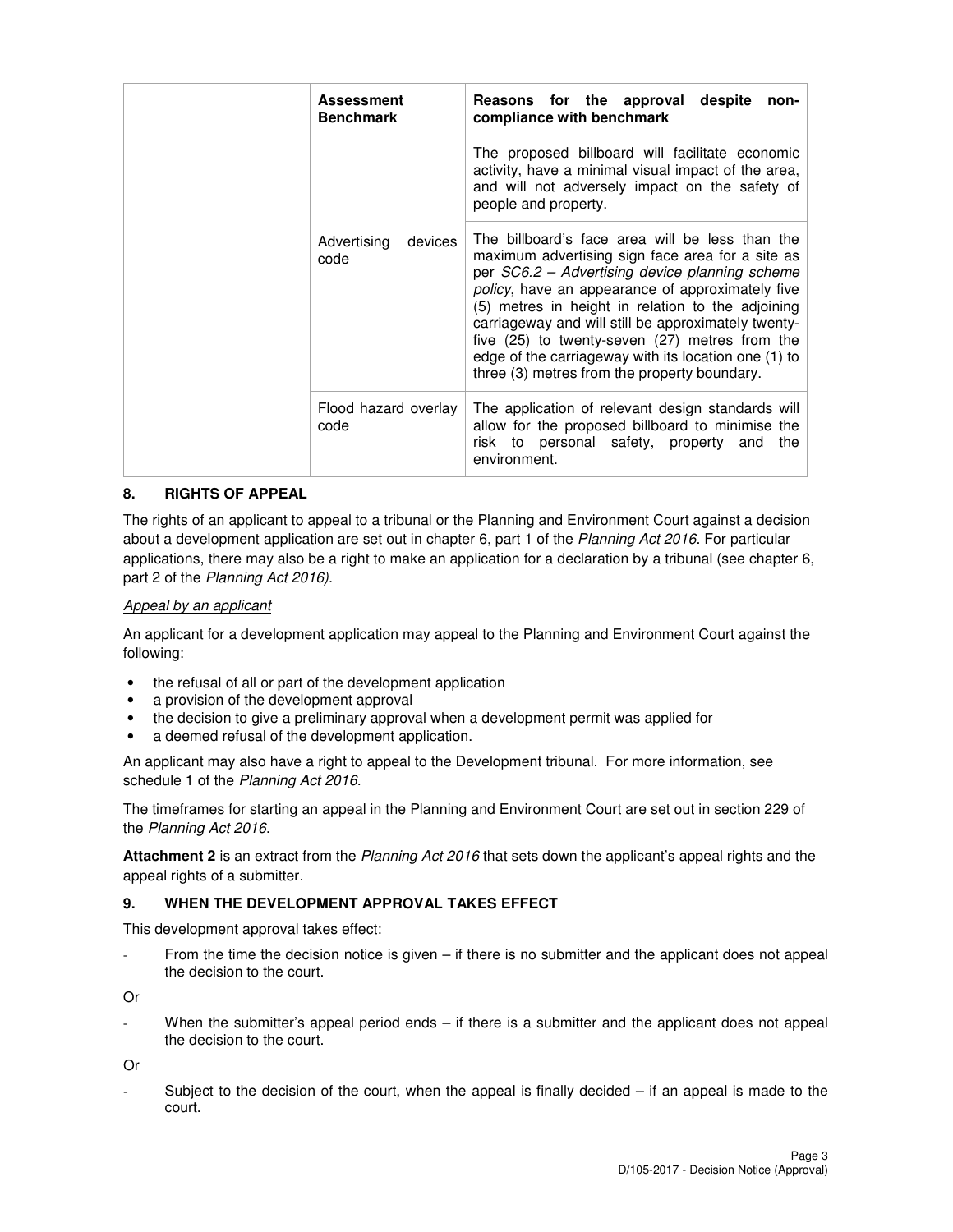| | Assessment Benchmark | Reasons for the approval despite non-compliance with benchmark |
|---|---|---|
| | Advertising devices code | The proposed billboard will facilitate economic activity, have a minimal visual impact of the area, and will not adversely impact on the safety of people and property. |
| | | The billboard's face area will be less than the maximum advertising sign face area for a site as per *SC6.2 – Advertising device planning scheme policy*, have an appearance of approximately five (5) metres in height in relation to the adjoining carriageway and will still be approximately twenty-five (25) to twenty-seven (27) metres from the edge of the carriageway with its location one (1) to three (3) metres from the property boundary. |
| | Flood hazard overlay code | The application of relevant design standards will allow for the proposed billboard to minimise the risk to personal safety, property and the environment. |

## 8. RIGHTS OF APPEAL

The rights of an applicant to appeal to a tribunal or the Planning and Environment Court against a decision about a development application are set out in chapter 6, part 1 of the *Planning Act 2016*. For particular applications, there may also be a right to make an application for a declaration by a tribunal (see chapter 6, part 2 of the *Planning Act 2016).*

*Appeal by an applicant*

An applicant for a development application may appeal to the Planning and Environment Court against the following:

- the refusal of all or part of the development application
- a provision of the development approval
- the decision to give a preliminary approval when a development permit was applied for
- a deemed refusal of the development application.

An applicant may also have a right to appeal to the Development tribunal. For more information, see schedule 1 of the *Planning Act 2016*.

The timeframes for starting an appeal in the Planning and Environment Court are set out in section 229 of the *Planning Act 2016*.

**Attachment 2** is an extract from the *Planning Act 2016* that sets down the applicant's appeal rights and the appeal rights of a submitter.

## 9. WHEN THE DEVELOPMENT APPROVAL TAKES EFFECT

This development approval takes effect:

- From the time the decision notice is given – if there is no submitter and the applicant does not appeal the decision to the court.

Or

- When the submitter's appeal period ends – if there is a submitter and the applicant does not appeal the decision to the court.

Or

- Subject to the decision of the court, when the appeal is finally decided – if an appeal is made to the court.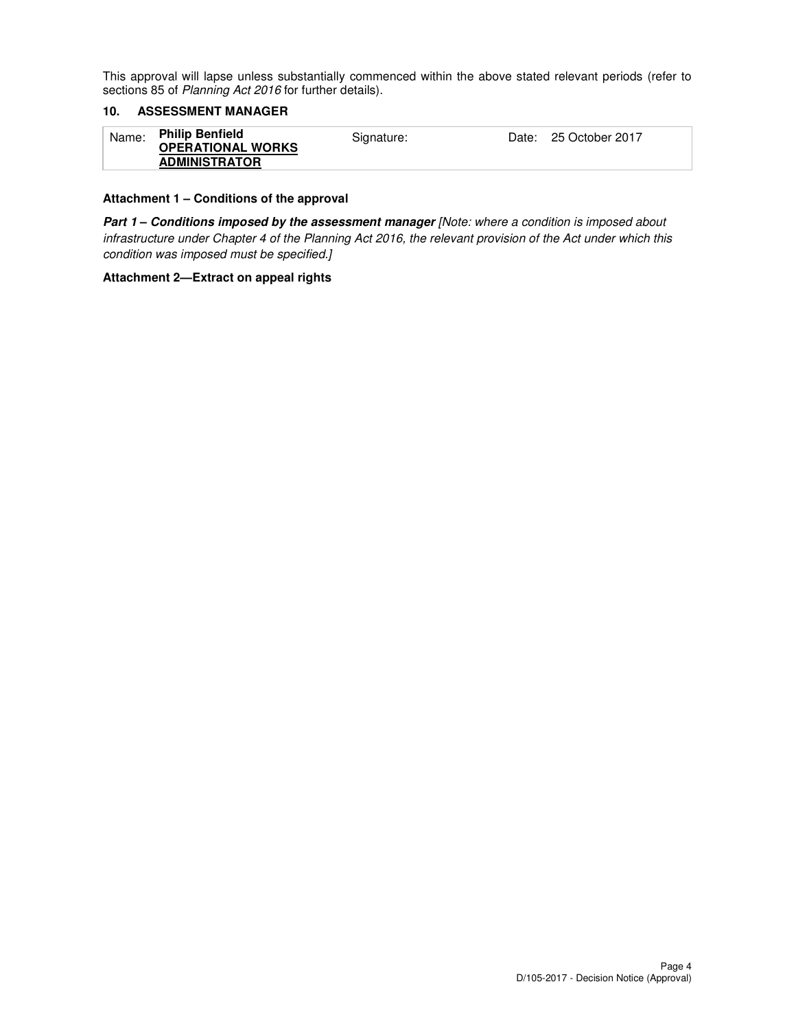This approval will lapse unless substantially commenced within the above stated relevant periods (refer to sections 85 of *Planning Act 2016* for further details).

## 10. ASSESSMENT MANAGER

| Name: | **Philip Benfield** **OPERATIONAL WORKS ADMINISTRATOR** | Signature: | Date: 25 October 2017 |
|---|---|---|---|

**Attachment 1 – Conditions of the approval**

***Part 1 – Conditions imposed by the assessment manager*** *[Note: where a condition is imposed about infrastructure under Chapter 4 of the Planning Act 2016, the relevant provision of the Act under which this condition was imposed must be specified.]*

**Attachment 2—Extract on appeal rights**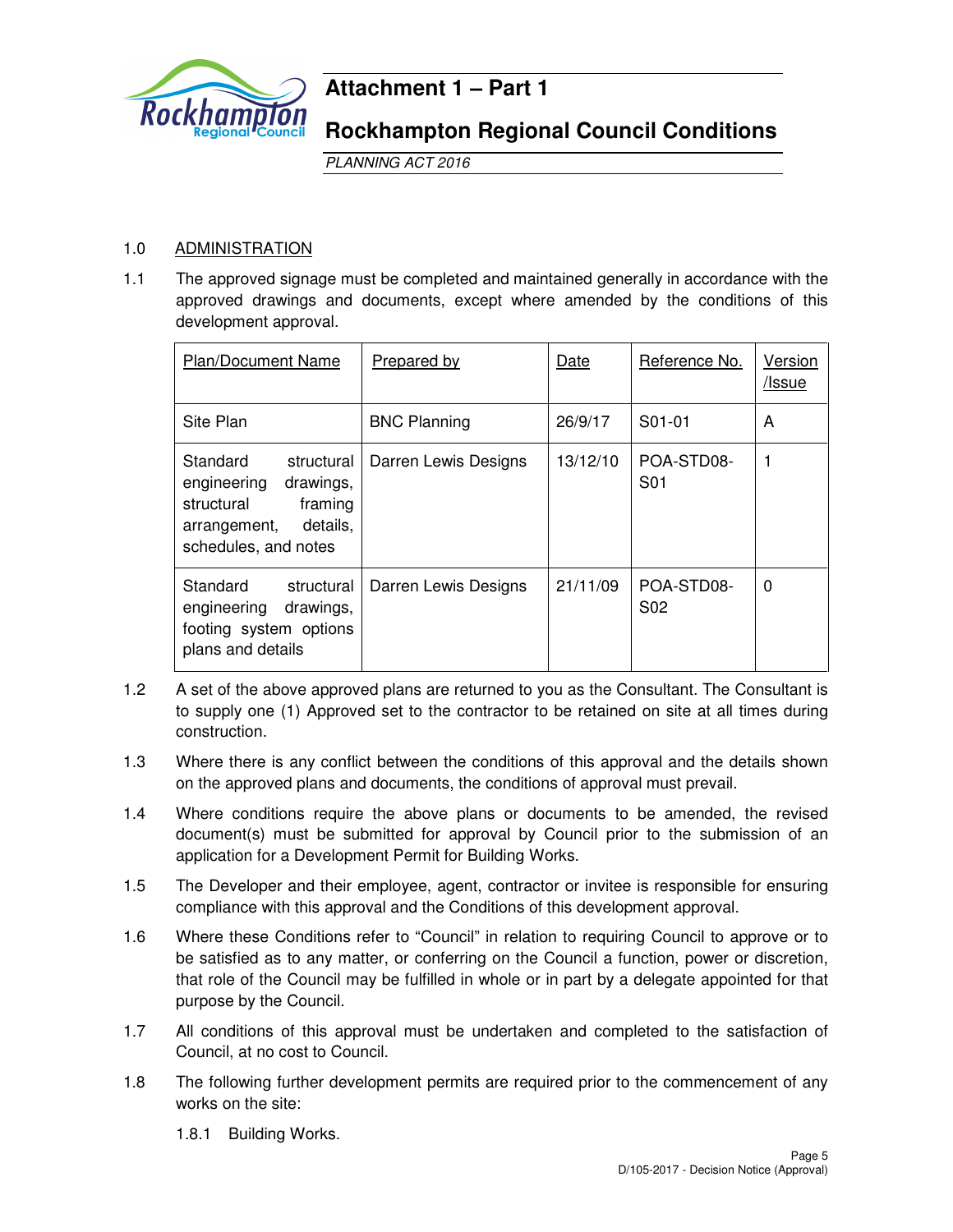# Attachment 1 – Part 1

## Rockhampton Regional Council Conditions

*PLANNING ACT 2016*

1.0 ADMINISTRATION

1.1 The approved signage must be completed and maintained generally in accordance with the approved drawings and documents, except where amended by the conditions of this development approval.

| Plan/Document Name | Prepared by | Date | Reference No. | Version /Issue |
|---|---|---|---|---|
| Site Plan | BNC Planning | 26/9/17 | S01-01 | A |
| Standard structural engineering drawings, structural framing arrangement, details, schedules, and notes | Darren Lewis Designs | 13/12/10 | POA-STD08-S01 | 1 |
| Standard structural engineering drawings, footing system options plans and details | Darren Lewis Designs | 21/11/09 | POA-STD08-S02 | 0 |

1.2 A set of the above approved plans are returned to you as the Consultant. The Consultant is to supply one (1) Approved set to the contractor to be retained on site at all times during construction.

1.3 Where there is any conflict between the conditions of this approval and the details shown on the approved plans and documents, the conditions of approval must prevail.

1.4 Where conditions require the above plans or documents to be amended, the revised document(s) must be submitted for approval by Council prior to the submission of an application for a Development Permit for Building Works.

1.5 The Developer and their employee, agent, contractor or invitee is responsible for ensuring compliance with this approval and the Conditions of this development approval.

1.6 Where these Conditions refer to "Council" in relation to requiring Council to approve or to be satisfied as to any matter, or conferring on the Council a function, power or discretion, that role of the Council may be fulfilled in whole or in part by a delegate appointed for that purpose by the Council.

1.7 All conditions of this approval must be undertaken and completed to the satisfaction of Council, at no cost to Council.

1.8 The following further development permits are required prior to the commencement of any works on the site:

1.8.1 Building Works.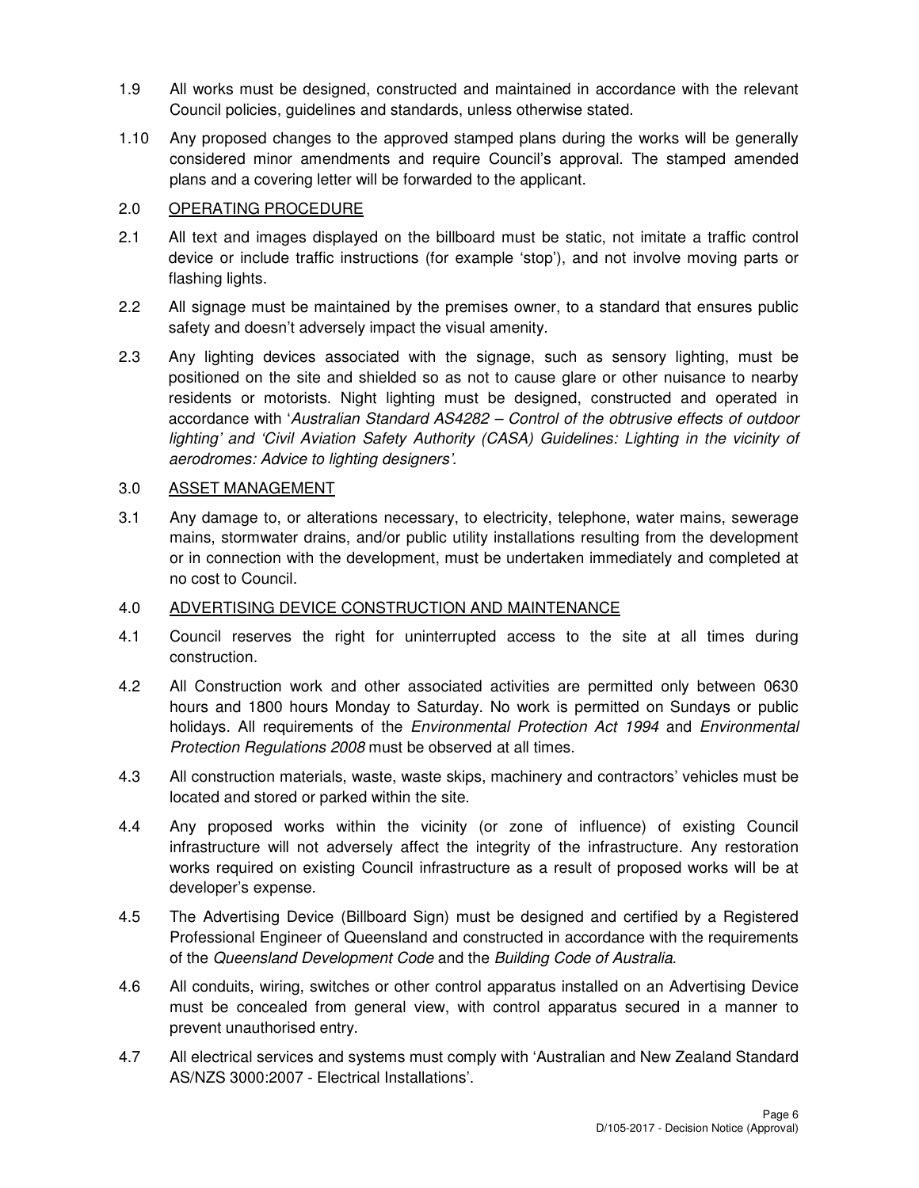1.9 All works must be designed, constructed and maintained in accordance with the relevant Council policies, guidelines and standards, unless otherwise stated.

1.10 Any proposed changes to the approved stamped plans during the works will be generally considered minor amendments and require Council's approval. The stamped amended plans and a covering letter will be forwarded to the applicant.

## 2.0 OPERATING PROCEDURE

2.1 All text and images displayed on the billboard must be static, not imitate a traffic control device or include traffic instructions (for example 'stop'), and not involve moving parts or flashing lights.

2.2 All signage must be maintained by the premises owner, to a standard that ensures public safety and doesn't adversely impact the visual amenity.

2.3 Any lighting devices associated with the signage, such as sensory lighting, must be positioned on the site and shielded so as not to cause glare or other nuisance to nearby residents or motorists. Night lighting must be designed, constructed and operated in accordance with '*Australian Standard AS4282 – Control of the obtrusive effects of outdoor lighting*' and '*Civil Aviation Safety Authority (CASA) Guidelines: Lighting in the vicinity of aerodromes: Advice to lighting designers*'.

## 3.0 ASSET MANAGEMENT

3.1 Any damage to, or alterations necessary, to electricity, telephone, water mains, sewerage mains, stormwater drains, and/or public utility installations resulting from the development or in connection with the development, must be undertaken immediately and completed at no cost to Council.

## 4.0 ADVERTISING DEVICE CONSTRUCTION AND MAINTENANCE

4.1 Council reserves the right for uninterrupted access to the site at all times during construction.

4.2 All Construction work and other associated activities are permitted only between 0630 hours and 1800 hours Monday to Saturday. No work is permitted on Sundays or public holidays. All requirements of the *Environmental Protection Act 1994* and *Environmental Protection Regulations 2008* must be observed at all times.

4.3 All construction materials, waste, waste skips, machinery and contractors' vehicles must be located and stored or parked within the site.

4.4 Any proposed works within the vicinity (or zone of influence) of existing Council infrastructure will not adversely affect the integrity of the infrastructure. Any restoration works required on existing Council infrastructure as a result of proposed works will be at developer's expense.

4.5 The Advertising Device (Billboard Sign) must be designed and certified by a Registered Professional Engineer of Queensland and constructed in accordance with the requirements of the *Queensland Development Code* and the *Building Code of Australia*.

4.6 All conduits, wiring, switches or other control apparatus installed on an Advertising Device must be concealed from general view, with control apparatus secured in a manner to prevent unauthorised entry.

4.7 All electrical services and systems must comply with 'Australian and New Zealand Standard AS/NZS 3000:2007 - Electrical Installations'.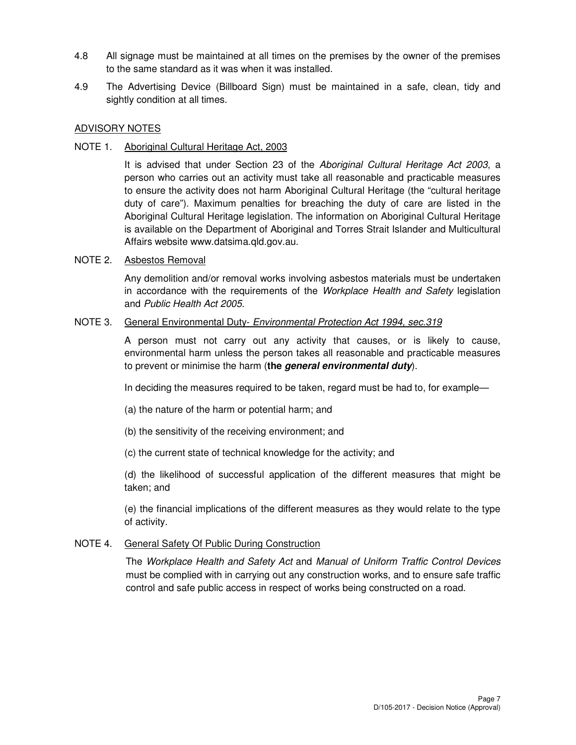4.8 All signage must be maintained at all times on the premises by the owner of the premises to the same standard as it was when it was installed.

4.9 The Advertising Device (Billboard Sign) must be maintained in a safe, clean, tidy and sightly condition at all times.

## ADVISORY NOTES

### NOTE 1. Aboriginal Cultural Heritage Act, 2003

It is advised that under Section 23 of the *Aboriginal Cultural Heritage Act 2003*, a person who carries out an activity must take all reasonable and practicable measures to ensure the activity does not harm Aboriginal Cultural Heritage (the "cultural heritage duty of care"). Maximum penalties for breaching the duty of care are listed in the Aboriginal Cultural Heritage legislation. The information on Aboriginal Cultural Heritage is available on the Department of Aboriginal and Torres Strait Islander and Multicultural Affairs website www.datsima.qld.gov.au.

### NOTE 2. Asbestos Removal

Any demolition and/or removal works involving asbestos materials must be undertaken in accordance with the requirements of the *Workplace Health and Safety* legislation and *Public Health Act 2005*.

### NOTE 3. General Environmental Duty- *Environmental Protection Act 1994, sec.319*

A person must not carry out any activity that causes, or is likely to cause, environmental harm unless the person takes all reasonable and practicable measures to prevent or minimise the harm (**the *general environmental duty***).

In deciding the measures required to be taken, regard must be had to, for example—

(a) the nature of the harm or potential harm; and

(b) the sensitivity of the receiving environment; and

(c) the current state of technical knowledge for the activity; and

(d) the likelihood of successful application of the different measures that might be taken; and

(e) the financial implications of the different measures as they would relate to the type of activity.

### NOTE 4. General Safety Of Public During Construction

The *Workplace Health and Safety Act* and *Manual of Uniform Traffic Control Devices* must be complied with in carrying out any construction works, and to ensure safe traffic control and safe public access in respect of works being constructed on a road.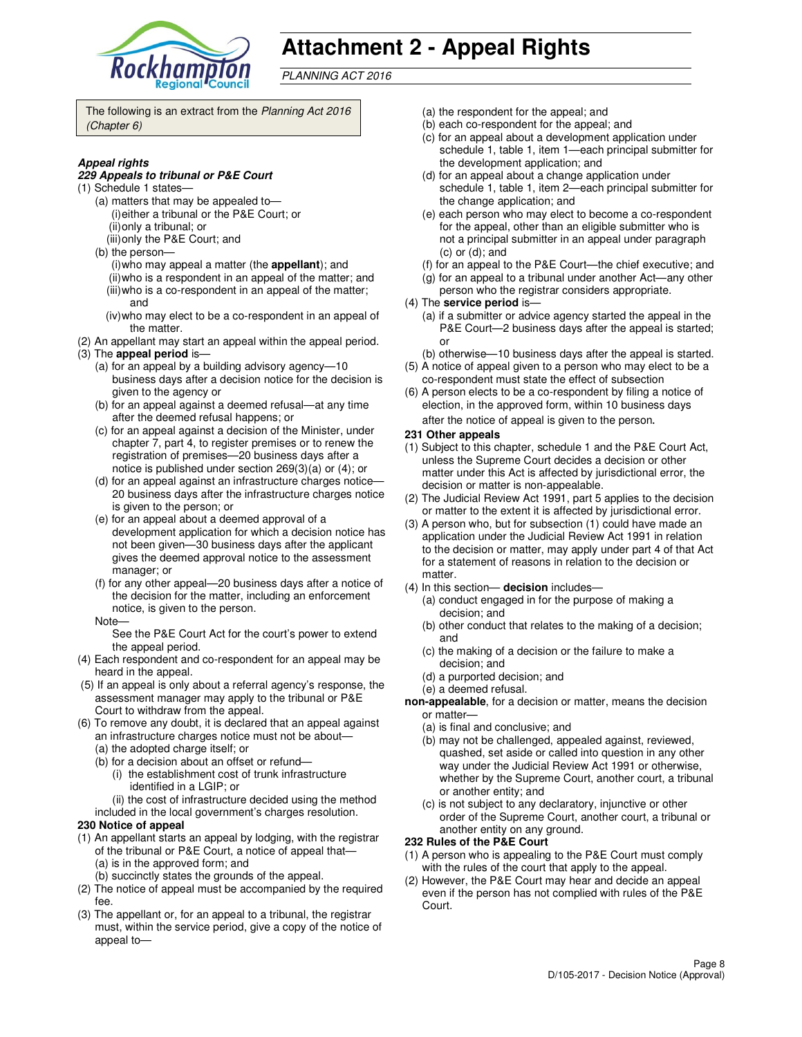# Attachment 2 - Appeal Rights

*PLANNING ACT 2016*

The following is an extract from the *Planning Act 2016 (Chapter 6)*

***Appeal rights***

***229 Appeals to tribunal or P&E Court***

(1) Schedule 1 states—
  (a) matters that may be appealed to—
    (i) either a tribunal or the P&E Court; or
    (ii) only a tribunal; or
    (iii) only the P&E Court; and
  (b) the person—
    (i) who may appeal a matter (the **appellant**); and
    (ii) who is a respondent in an appeal of the matter; and
    (iii) who is a co-respondent in an appeal of the matter; and
    (iv) who may elect to be a co-respondent in an appeal of the matter.

(2) An appellant may start an appeal within the appeal period.

(3) The **appeal period** is—
  (a) for an appeal by a building advisory agency—10 business days after a decision notice for the decision is given to the agency or
  (b) for an appeal against a deemed refusal—at any time after the deemed refusal happens; or
  (c) for an appeal against a decision of the Minister, under chapter 7, part 4, to register premises or to renew the registration of premises—20 business days after a notice is published under section 269(3)(a) or (4); or
  (d) for an appeal against an infrastructure charges notice—20 business days after the infrastructure charges notice is given to the person; or
  (e) for an appeal about a deemed approval of a development application for which a decision notice has not been given—30 business days after the applicant gives the deemed approval notice to the assessment manager; or
  (f) for any other appeal—20 business days after a notice of the decision for the matter, including an enforcement notice, is given to the person.

  Note—
    See the P&E Court Act for the court's power to extend the appeal period.

(4) Each respondent and co-respondent for an appeal may be heard in the appeal.

(5) If an appeal is only about a referral agency's response, the assessment manager may apply to the tribunal or P&E Court to withdraw from the appeal.

(6) To remove any doubt, it is declared that an appeal against an infrastructure charges notice must not be about—
  (a) the adopted charge itself; or
  (b) for a decision about an offset or refund—
    (i) the establishment cost of trunk infrastructure identified in a LGIP; or
    (ii) the cost of infrastructure decided using the method included in the local government's charges resolution.

**230 Notice of appeal**

(1) An appellant starts an appeal by lodging, with the registrar of the tribunal or P&E Court, a notice of appeal that—
  (a) is in the approved form; and
  (b) succinctly states the grounds of the appeal.

(2) The notice of appeal must be accompanied by the required fee.

(3) The appellant or, for an appeal to a tribunal, the registrar must, within the service period, give a copy of the notice of appeal to—
  (a) the respondent for the appeal; and
  (b) each co-respondent for the appeal; and
  (c) for an appeal about a development application under schedule 1, table 1, item 1—each principal submitter for the development application; and
  (d) for an appeal about a change application under schedule 1, table 1, item 2—each principal submitter for the change application; and
  (e) each person who may elect to become a co-respondent for the appeal, other than an eligible submitter who is not a principal submitter in an appeal under paragraph (c) or (d); and
  (f) for an appeal to the P&E Court—the chief executive; and
  (g) for an appeal to a tribunal under another Act—any other person who the registrar considers appropriate.

(4) The **service period** is—
  (a) if a submitter or advice agency started the appeal in the P&E Court—2 business days after the appeal is started; or
  (b) otherwise—10 business days after the appeal is started.

(5) A notice of appeal given to a person who may elect to be a co-respondent must state the effect of subsection

(6) A person elects to be a co-respondent by filing a notice of election, in the approved form, within 10 business days after the notice of appeal is given to the person.

**231 Other appeals**

(1) Subject to this chapter, schedule 1 and the P&E Court Act, unless the Supreme Court decides a decision or other matter under this Act is affected by jurisdictional error, the decision or matter is non-appealable.

(2) The Judicial Review Act 1991, part 5 applies to the decision or matter to the extent it is affected by jurisdictional error.

(3) A person who, but for subsection (1) could have made an application under the Judicial Review Act 1991 in relation to the decision or matter, may apply under part 4 of that Act for a statement of reasons in relation to the decision or matter.

(4) In this section— **decision** includes—
  (a) conduct engaged in for the purpose of making a decision; and
  (b) other conduct that relates to the making of a decision; and
  (c) the making of a decision or the failure to make a decision; and
  (d) a purported decision; and
  (e) a deemed refusal.

**non-appealable**, for a decision or matter, means the decision or matter—
  (a) is final and conclusive; and
  (b) may not be challenged, appealed against, reviewed, quashed, set aside or called into question in any other way under the Judicial Review Act 1991 or otherwise, whether by the Supreme Court, another court, a tribunal or another entity; and
  (c) is not subject to any declaratory, injunctive or other order of the Supreme Court, another court, a tribunal or another entity on any ground.

**232 Rules of the P&E Court**

(1) A person who is appealing to the P&E Court must comply with the rules of the court that apply to the appeal.

(2) However, the P&E Court may hear and decide an appeal even if the person has not complied with rules of the P&E Court.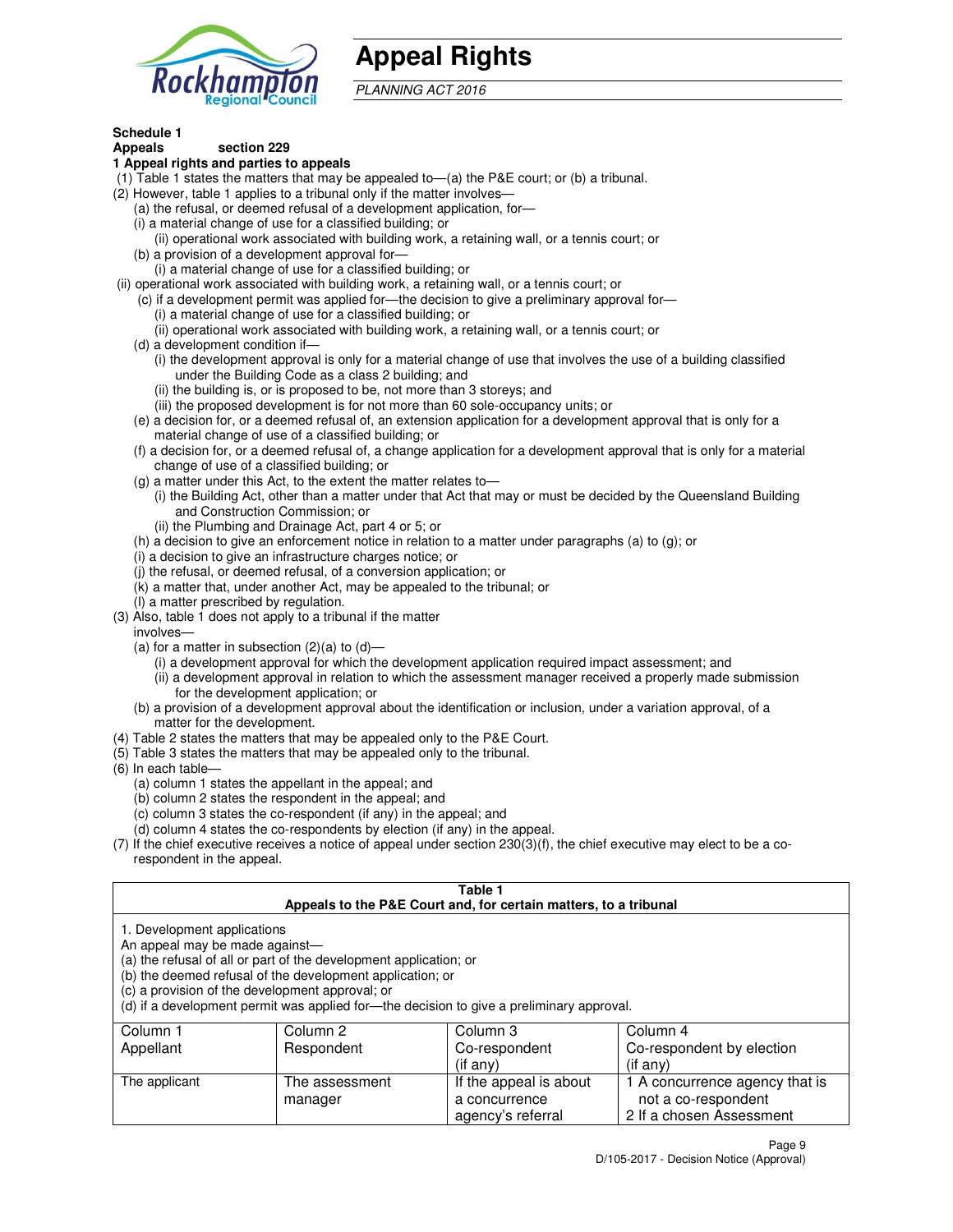# Appeal Rights

*PLANNING ACT 2016*

**Schedule 1**
**Appeals** section 229

**1 Appeal rights and parties to appeals**

(1) Table 1 states the matters that may be appealed to—(a) the P&E court; or (b) a tribunal.

(2) However, table 1 applies to a tribunal only if the matter involves—

(a) the refusal, or deemed refusal of a development application, for—

(i) a material change of use for a classified building; or

(ii) operational work associated with building work, a retaining wall, or a tennis court; or

(b) a provision of a development approval for—

(i) a material change of use for a classified building; or

(ii) operational work associated with building work, a retaining wall, or a tennis court; or

(c) if a development permit was applied for—the decision to give a preliminary approval for—

(i) a material change of use for a classified building; or

(ii) operational work associated with building work, a retaining wall, or a tennis court; or

(d) a development condition if—

(i) the development approval is only for a material change of use that involves the use of a building classified under the Building Code as a class 2 building; and

(ii) the building is, or is proposed to be, not more than 3 storeys; and

(iii) the proposed development is for not more than 60 sole-occupancy units; or

(e) a decision for, or a deemed refusal of, an extension application for a development approval that is only for a material change of use of a classified building; or

(f) a decision for, or a deemed refusal of, a change application for a development approval that is only for a material change of use of a classified building; or

(g) a matter under this Act, to the extent the matter relates to—

(i) the Building Act, other than a matter under that Act that may or must be decided by the Queensland Building and Construction Commission; or

(ii) the Plumbing and Drainage Act, part 4 or 5; or

(h) a decision to give an enforcement notice in relation to a matter under paragraphs (a) to (g); or

(i) a decision to give an infrastructure charges notice; or

(j) the refusal, or deemed refusal, of a conversion application; or

(k) a matter that, under another Act, may be appealed to the tribunal; or

(l) a matter prescribed by regulation.

(3) Also, table 1 does not apply to a tribunal if the matter involves—

(a) for a matter in subsection (2)(a) to (d)—

(i) a development approval for which the development application required impact assessment; and

(ii) a development approval in relation to which the assessment manager received a properly made submission for the development application; or

(b) a provision of a development approval about the identification or inclusion, under a variation approval, of a matter for the development.

(4) Table 2 states the matters that may be appealed only to the P&E Court.

(5) Table 3 states the matters that may be appealed only to the tribunal.

(6) In each table—

(a) column 1 states the appellant in the appeal; and

(b) column 2 states the respondent in the appeal; and

(c) column 3 states the co-respondent (if any) in the appeal; and

(d) column 4 states the co-respondents by election (if any) in the appeal.

(7) If the chief executive receives a notice of appeal under section 230(3)(f), the chief executive may elect to be a co-respondent in the appeal.

**Table 1**
**Appeals to the P&E Court and, for certain matters, to a tribunal**

1. Development applications

An appeal may be made against—

(a) the refusal of all or part of the development application; or

(b) the deemed refusal of the development application; or

(c) a provision of the development approval; or

(d) if a development permit was applied for—the decision to give a preliminary approval.

| Column 1<br>Appellant | Column 2<br>Respondent | Column 3<br>Co-respondent<br>(if any) | Column 4<br>Co-respondent by election<br>(if any) |
|---|---|---|---|
| The applicant | The assessment manager | If the appeal is about a concurrence agency's referral | 1 A concurrence agency that is not a co-respondent<br>2 If a chosen Assessment |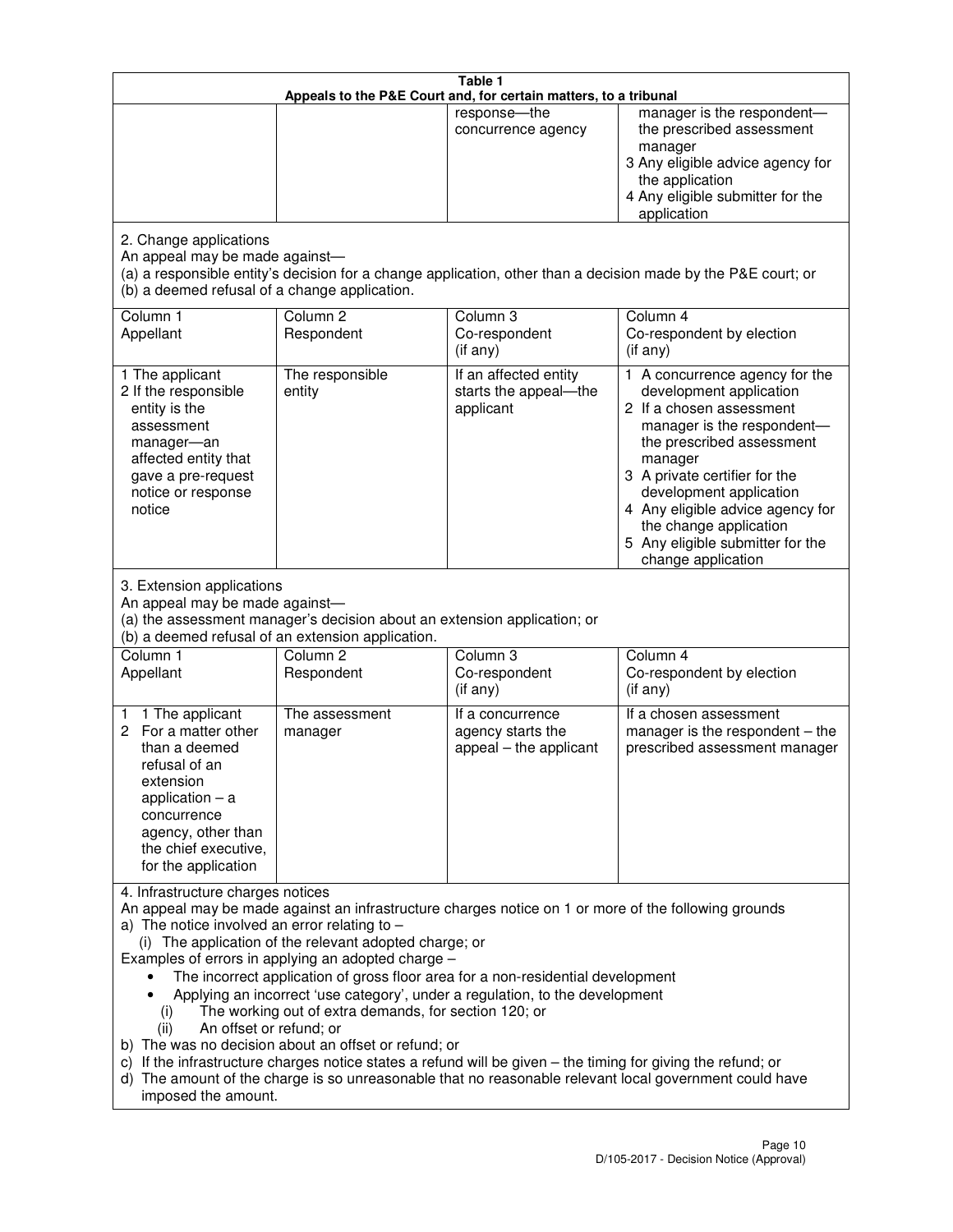**Table 1**
**Appeals to the P&E Court and, for certain matters, to a tribunal**

| | | | |
|---|---|---|---|
| | | response—the concurrence agency | manager is the respondent—the prescribed assessment manager<br>3 Any eligible advice agency for the application<br>4 Any eligible submitter for the application |

2. Change applications
An appeal may be made against—
(a) a responsible entity's decision for a change application, other than a decision made by the P&E court; or
(b) a deemed refusal of a change application.

| Column 1<br>Appellant | Column 2<br>Respondent | Column 3<br>Co-respondent<br>(if any) | Column 4<br>Co-respondent by election<br>(if any) |
|---|---|---|---|
| 1 The applicant<br>2 If the responsible entity is the assessment manager—an affected entity that gave a pre-request notice or response notice | The responsible entity | If an affected entity starts the appeal—the applicant | 1 A concurrence agency for the development application<br>2 If a chosen assessment manager is the respondent—the prescribed assessment manager<br>3 A private certifier for the development application<br>4 Any eligible advice agency for the change application<br>5 Any eligible submitter for the change application |

3. Extension applications
An appeal may be made against—
(a) the assessment manager's decision about an extension application; or
(b) a deemed refusal of an extension application.

| Column 1<br>Appellant | Column 2<br>Respondent | Column 3<br>Co-respondent<br>(if any) | Column 4<br>Co-respondent by election<br>(if any) |
|---|---|---|---|
| 1 1 The applicant<br>2 For a matter other than a deemed refusal of an extension application – a concurrence agency, other than the chief executive, for the application | The assessment manager | If a concurrence agency starts the appeal – the applicant | If a chosen assessment manager is the respondent – the prescribed assessment manager |

4. Infrastructure charges notices
An appeal may be made against an infrastructure charges notice on 1 or more of the following grounds
a) The notice involved an error relating to –
   (i) The application of the relevant adopted charge; or
Examples of errors in applying an adopted charge –
- The incorrect application of gross floor area for a non-residential development
- Applying an incorrect 'use category', under a regulation, to the development
   (i) The working out of extra demands, for section 120; or
   (ii) An offset or refund; or
b) The was no decision about an offset or refund; or
c) If the infrastructure charges notice states a refund will be given – the timing for giving the refund; or
d) The amount of the charge is so unreasonable that no reasonable relevant local government could have imposed the amount.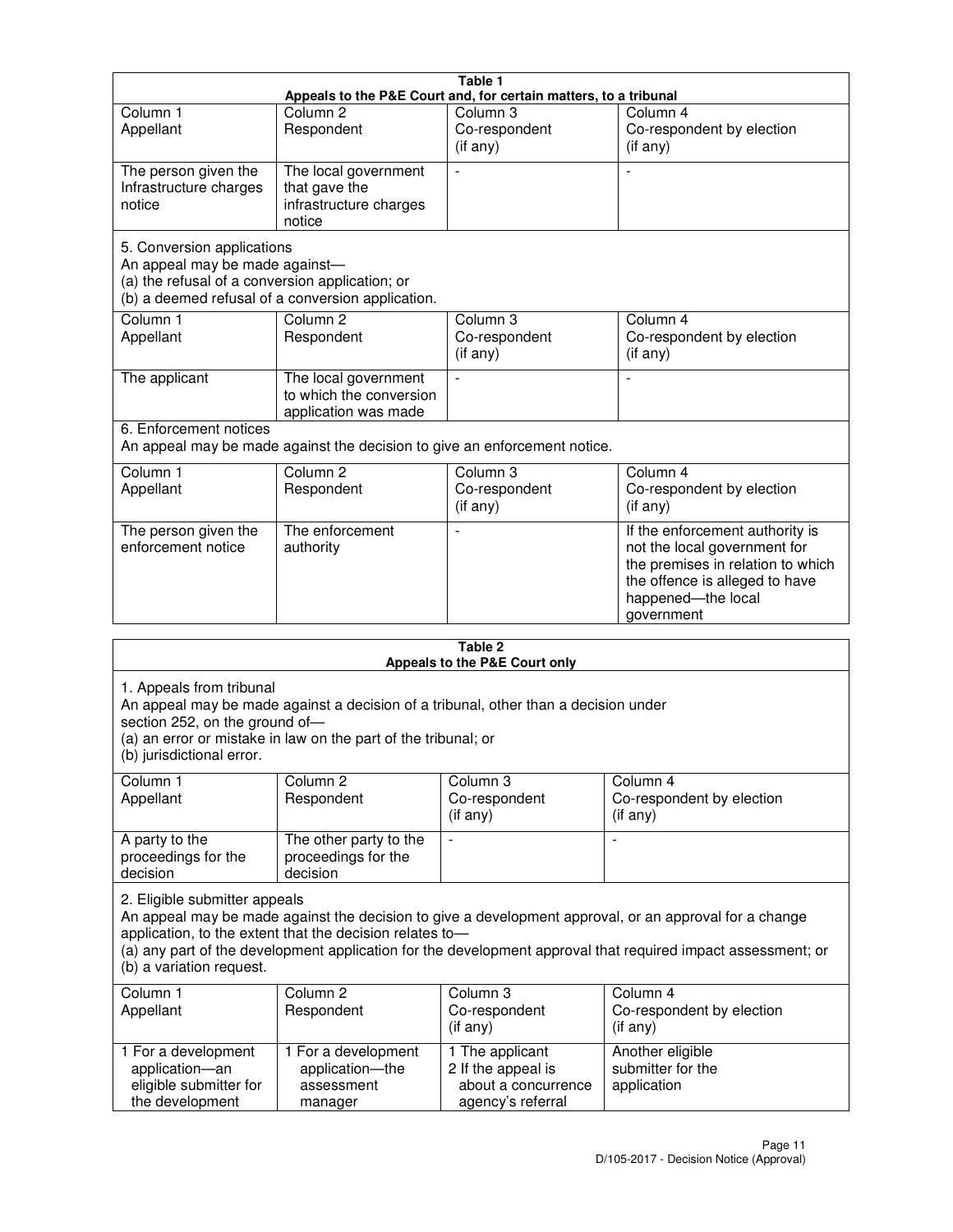| Table 1 | | | |
|---|---|---|---|
| **Appeals to the P&E Court and, for certain matters, to a tribunal** | | | |
| Column 1<br>Appellant | Column 2<br>Respondent | Column 3<br>Co-respondent<br>(if any) | Column 4<br>Co-respondent by election<br>(if any) |
| The person given the Infrastructure charges notice | The local government that gave the infrastructure charges notice | - | - |
| 5. Conversion applications<br>An appeal may be made against—<br>(a) the refusal of a conversion application; or<br>(b) a deemed refusal of a conversion application. | | | |
| Column 1<br>Appellant | Column 2<br>Respondent | Column 3<br>Co-respondent<br>(if any) | Column 4<br>Co-respondent by election<br>(if any) |
| The applicant | The local government to which the conversion application was made | - | - |
| 6. Enforcement notices<br>An appeal may be made against the decision to give an enforcement notice. | | | |
| Column 1<br>Appellant | Column 2<br>Respondent | Column 3<br>Co-respondent<br>(if any) | Column 4<br>Co-respondent by election<br>(if any) |
| The person given the enforcement notice | The enforcement authority | - | If the enforcement authority is not the local government for the premises in relation to which the offence is alleged to have happened—the local government |

| Table 2 | | | |
|---|---|---|---|
| **Appeals to the P&E Court only** | | | |
| 1. Appeals from tribunal<br>An appeal may be made against a decision of a tribunal, other than a decision under section 252, on the ground of—<br>(a) an error or mistake in law on the part of the tribunal; or<br>(b) jurisdictional error. | | | |
| Column 1<br>Appellant | Column 2<br>Respondent | Column 3<br>Co-respondent<br>(if any) | Column 4<br>Co-respondent by election<br>(if any) |
| A party to the proceedings for the decision | The other party to the proceedings for the decision | - | - |
| 2. Eligible submitter appeals<br>An appeal may be made against the decision to give a development approval, or an approval for a change application, to the extent that the decision relates to—<br>(a) any part of the development application for the development approval that required impact assessment; or<br>(b) a variation request. | | | |
| Column 1<br>Appellant | Column 2<br>Respondent | Column 3<br>Co-respondent<br>(if any) | Column 4<br>Co-respondent by election<br>(if any) |
| 1 For a development application—an eligible submitter for the development | 1 For a development application—the assessment manager | 1 The applicant<br>2 If the appeal is about a concurrence agency's referral | Another eligible submitter for the application |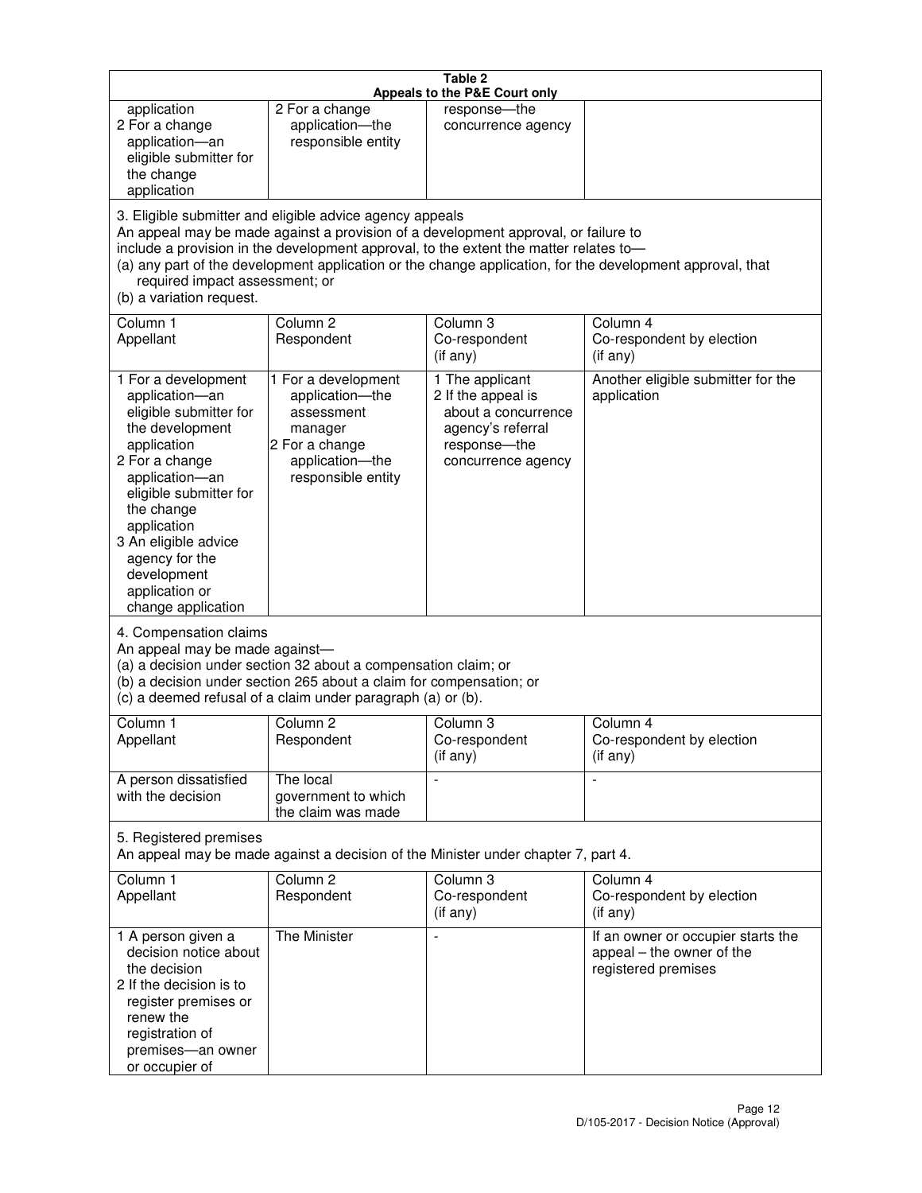**Table 2**
**Appeals to the P&E Court only**

| | | | |
|---|---|---|---|
| application<br>2 For a change application—an eligible submitter for the change application | 2 For a change application—the responsible entity | response—the concurrence agency | |

3. Eligible submitter and eligible advice agency appeals

An appeal may be made against a provision of a development approval, or failure to include a provision in the development approval, to the extent the matter relates to—
(a) any part of the development application or the change application, for the development approval, that required impact assessment; or
(b) a variation request.

| Column 1<br>Appellant | Column 2<br>Respondent | Column 3<br>Co-respondent<br>(if any) | Column 4<br>Co-respondent by election<br>(if any) |
|---|---|---|---|
| 1 For a development application—an eligible submitter for the development application<br>2 For a change application—an eligible submitter for the change application<br>3 An eligible advice agency for the development application or change application | 1 For a development application—the assessment manager<br>2 For a change application—the responsible entity | 1 The applicant<br>2 If the appeal is about a concurrence agency's referral response—the concurrence agency | Another eligible submitter for the application |

4. Compensation claims

An appeal may be made against—
(a) a decision under section 32 about a compensation claim; or
(b) a decision under section 265 about a claim for compensation; or
(c) a deemed refusal of a claim under paragraph (a) or (b).

| Column 1<br>Appellant | Column 2<br>Respondent | Column 3<br>Co-respondent<br>(if any) | Column 4<br>Co-respondent by election<br>(if any) |
|---|---|---|---|
| A person dissatisfied with the decision | The local government to which the claim was made | - | - |

5. Registered premises

An appeal may be made against a decision of the Minister under chapter 7, part 4.

| Column 1<br>Appellant | Column 2<br>Respondent | Column 3<br>Co-respondent<br>(if any) | Column 4<br>Co-respondent by election<br>(if any) |
|---|---|---|---|
| 1 A person given a decision notice about the decision<br>2 If the decision is to register premises or renew the registration of premises—an owner or occupier of | The Minister | - | If an owner or occupier starts the appeal – the owner of the registered premises |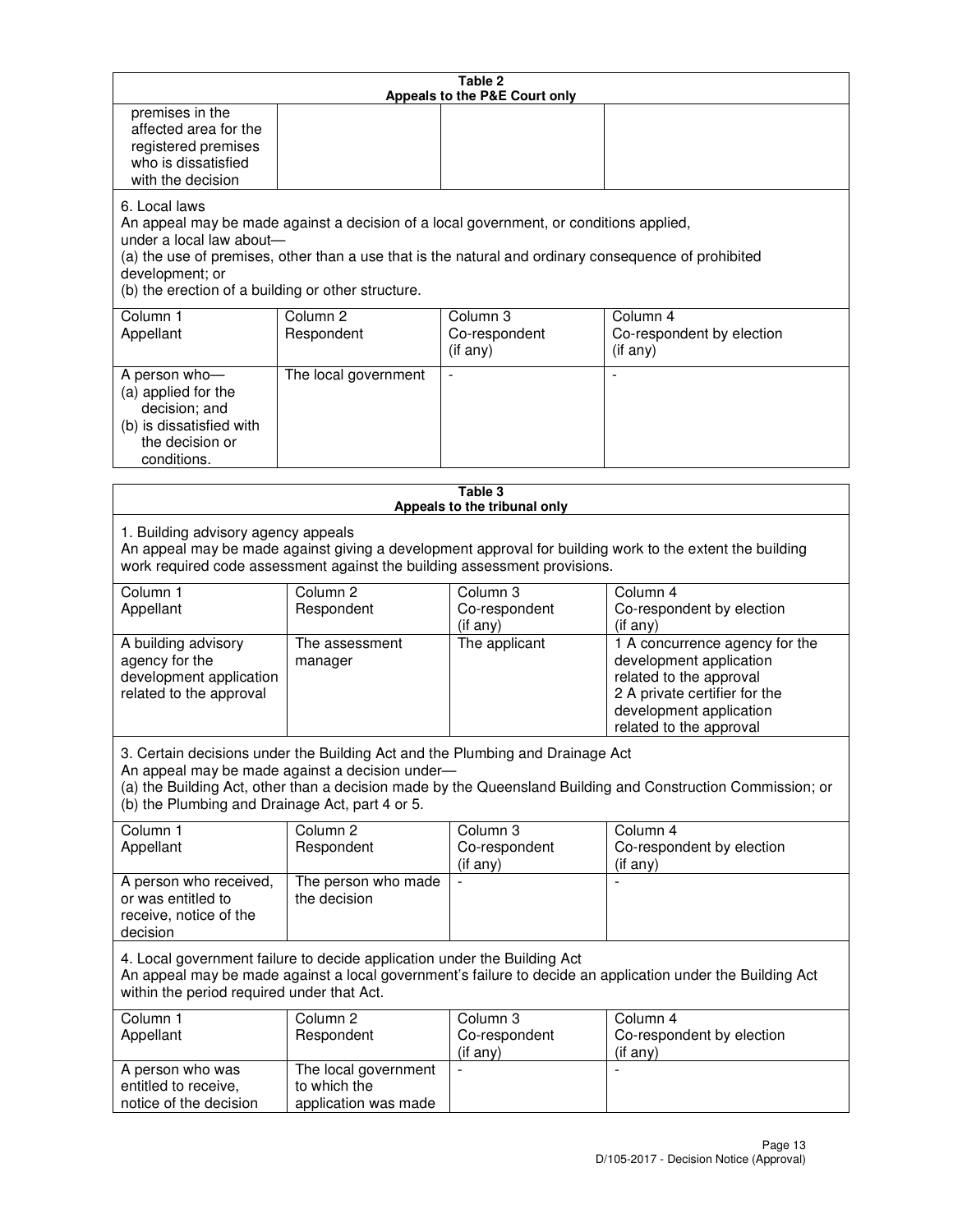| Table 2 Appeals to the P&E Court only | | | |
|---|---|---|---|
| premises in the affected area for the registered premises who is dissatisfied with the decision | | | |
| 6. Local laws<br>An appeal may be made against a decision of a local government, or conditions applied, under a local law about—<br>(a) the use of premises, other than a use that is the natural and ordinary consequence of prohibited development; or<br>(b) the erection of a building or other structure. | | | |
| Column 1<br>Appellant | Column 2<br>Respondent | Column 3<br>Co-respondent<br>(if any) | Column 4<br>Co-respondent by election<br>(if any) |
| A person who—<br>(a) applied for the decision; and<br>(b) is dissatisfied with the decision or conditions. | The local government | - | - |

| Table 3 Appeals to the tribunal only | | | |
|---|---|---|---|
| 1. Building advisory agency appeals<br>An appeal may be made against giving a development approval for building work to the extent the building work required code assessment against the building assessment provisions. | | | |
| Column 1<br>Appellant | Column 2<br>Respondent | Column 3<br>Co-respondent<br>(if any) | Column 4<br>Co-respondent by election<br>(if any) |
| A building advisory agency for the development application related to the approval | The assessment manager | The applicant | 1 A concurrence agency for the development application related to the approval<br>2 A private certifier for the development application related to the approval |
| 3. Certain decisions under the Building Act and the Plumbing and Drainage Act<br>An appeal may be made against a decision under—<br>(a) the Building Act, other than a decision made by the Queensland Building and Construction Commission; or<br>(b) the Plumbing and Drainage Act, part 4 or 5. | | | |
| Column 1<br>Appellant | Column 2<br>Respondent | Column 3<br>Co-respondent<br>(if any) | Column 4<br>Co-respondent by election<br>(if any) |
| A person who received, or was entitled to receive, notice of the decision | The person who made the decision | - | - |
| 4. Local government failure to decide application under the Building Act<br>An appeal may be made against a local government's failure to decide an application under the Building Act within the period required under that Act. | | | |
| Column 1<br>Appellant | Column 2<br>Respondent | Column 3<br>Co-respondent<br>(if any) | Column 4<br>Co-respondent by election<br>(if any) |
| A person who was entitled to receive, notice of the decision | The local government to which the application was made | - | - |

D/105-2017 - Decision Notice (Approval)